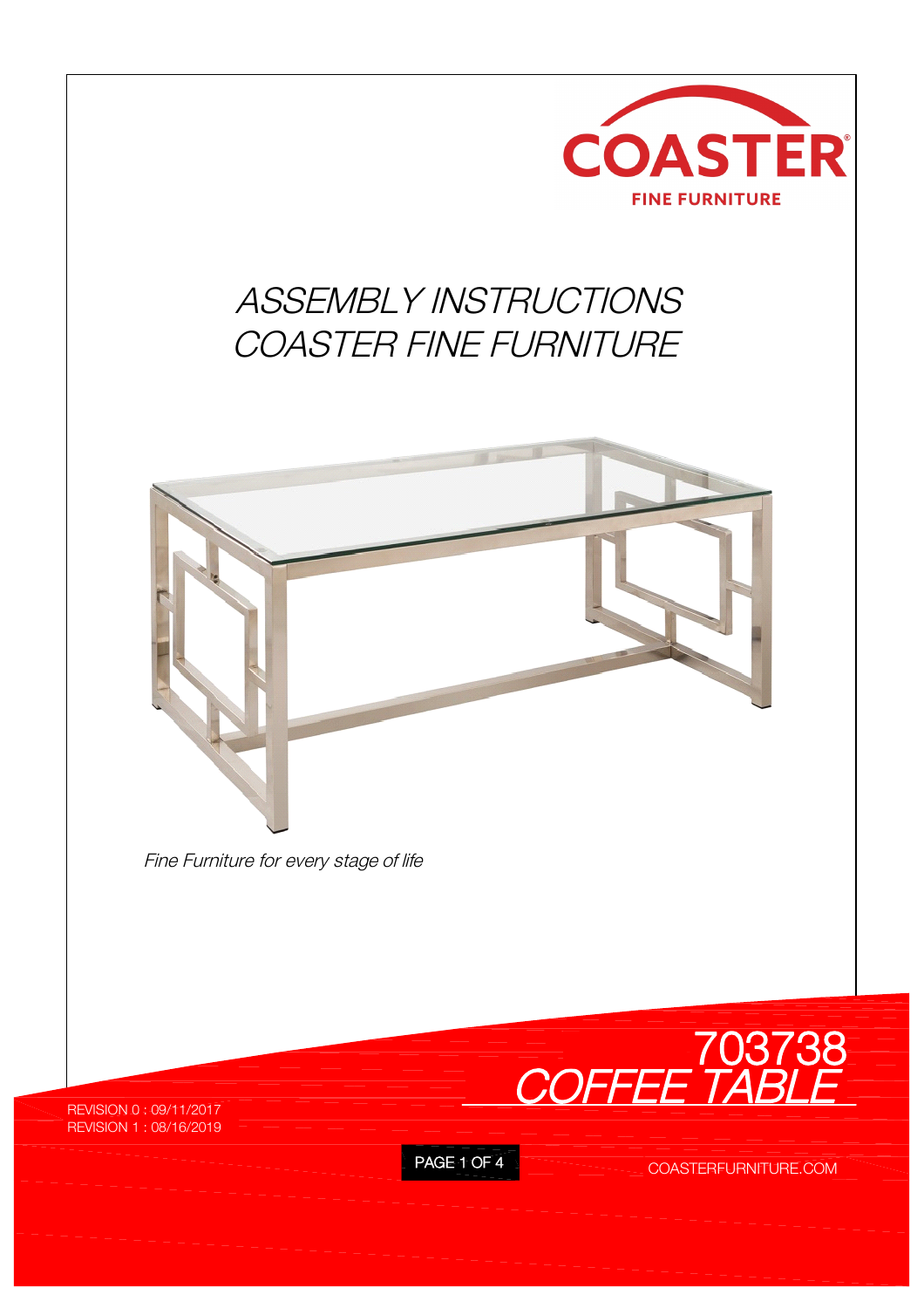COASTER
FINE FURNITURE

# ASSEMBLY INSTRUCTIONS
# COASTER FINE FURNITURE

*Fine Furniture for every stage of life*

## 703738
## *COFFEE TABLE*

REVISION 0 : 09/11/2017
REVISION 1 : 08/16/2019

COASTERFURNITURE.COM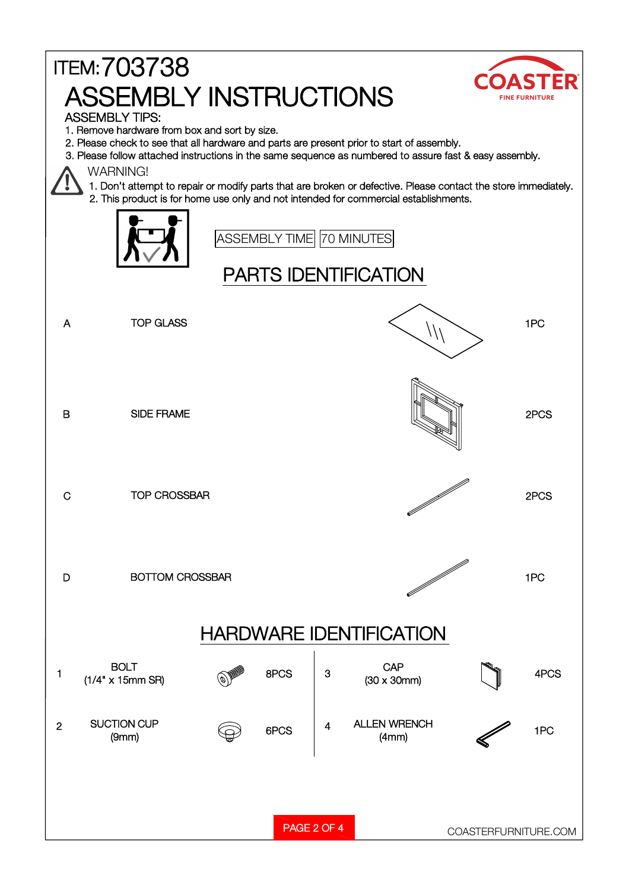ITEM: 703738

# ASSEMBLY INSTRUCTIONS

COASTER FINE FURNITURE

ASSEMBLY TIPS:

1. Remove hardware from box and sort by size.
2. Please check to see that all hardware and parts are present prior to start of assembly.
3. Please follow attached instructions in the same sequence as numbered to assure fast & easy assembly.

WARNING!

1. Don't attempt to repair or modify parts that are broken or defective. Please contact the store immediately.
2. This product is for home use only and not intended for commercial establishments.

ASSEMBLY TIME: 70 MINUTES

## PARTS IDENTIFICATION

| | Part | Qty |
|---|---|---|
| A | TOP GLASS | 1PC |
| B | SIDE FRAME | 2PCS |
| C | TOP CROSSBAR | 2PCS |
| D | BOTTOM CROSSBAR | 1PC |

## HARDWARE IDENTIFICATION

| | Hardware | Qty |
|---|---|---|
| 1 | BOLT (1/4" x 15mm SR) | 8PCS |
| 2 | SUCTION CUP (9mm) | 6PCS |
| 3 | CAP (30 x 30mm) | 4PCS |
| 4 | ALLEN WRENCH (4mm) | 1PC |

COASTERFURNITURE.COM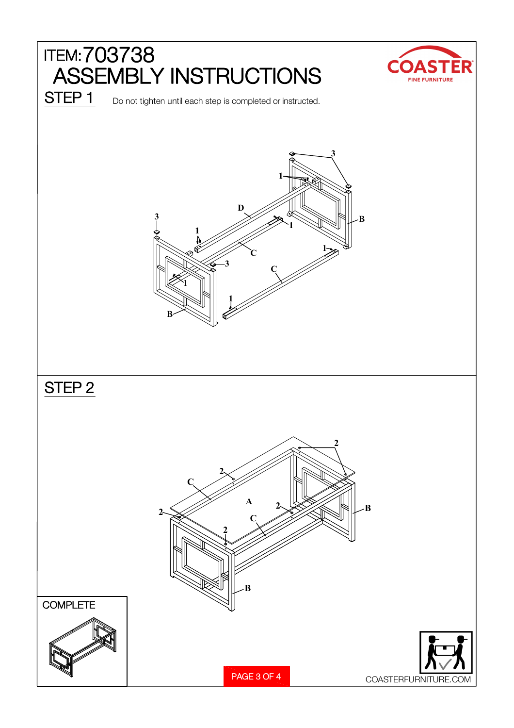# ITEM: 703738

# ASSEMBLY INSTRUCTIONS

## STEP 1

Do not tighten until each step is completed or instructed.

## STEP 2

COMPLETE

COASTERFURNITURE.COM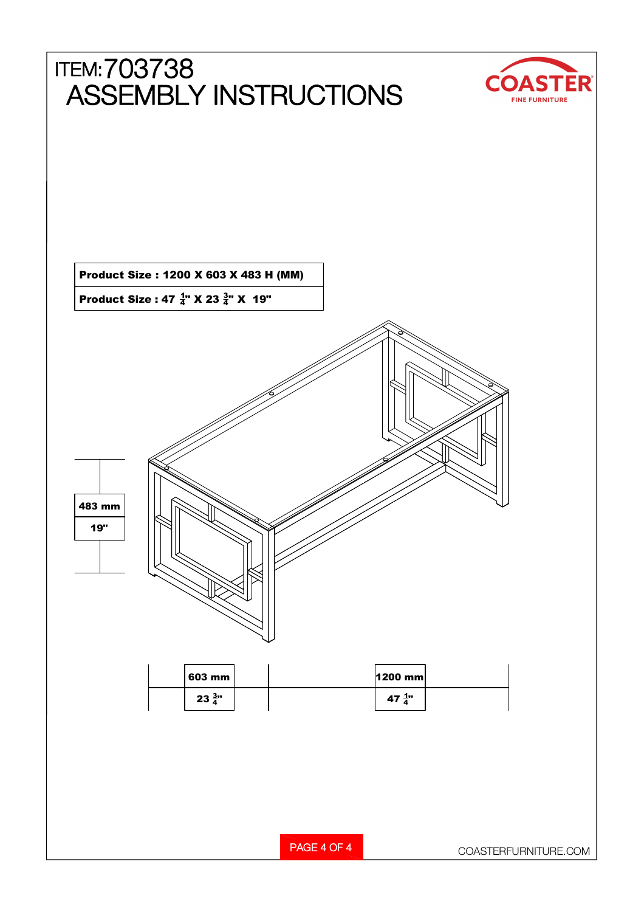# ITEM: 703738
# ASSEMBLY INSTRUCTIONS

COASTER FINE FURNITURE

| | |
|---|---|
| **Product Size : 1200 X 603 X 483 H (MM)** | |
| **Product Size : 47 $\frac{1}{4}$" X 23 $\frac{3}{4}$" X 19"** | |

483 mm
19"

603 mm
23 $\frac{3}{4}$"

1200 mm
47 $\frac{1}{4}$"

COASTERFURNITURE.COM